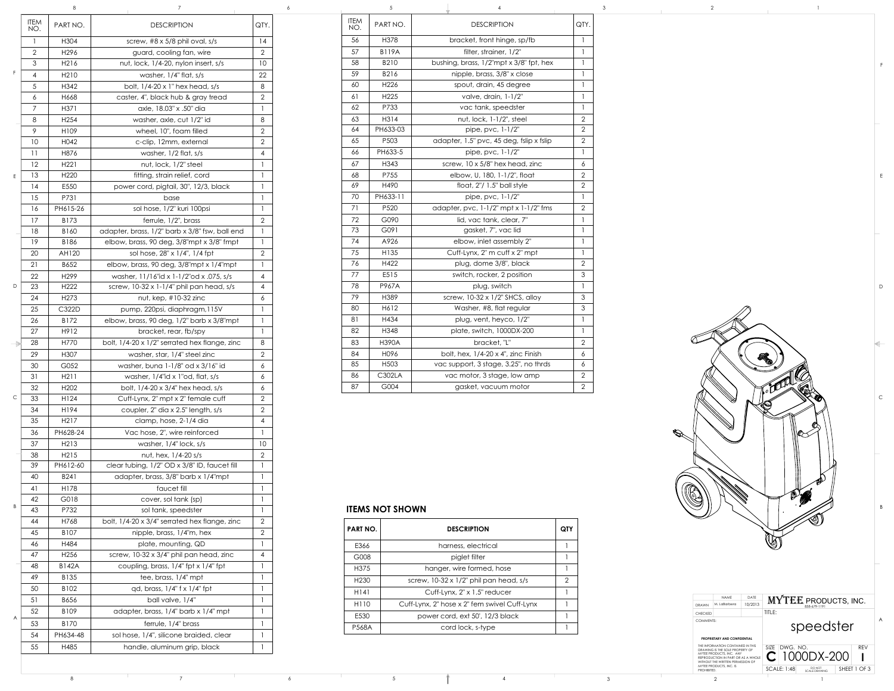| ITEM NO. | PART NO. | DESCRIPTION | QTY. |
|---|---|---|---|
| 1 | H304 | screw, #8 x 5/8 phil oval, s/s | 14 |
| 2 | H296 | guard, cooling fan, wire | 2 |
| 3 | H216 | nut, lock, 1/4-20, nylon insert, s/s | 10 |
| 4 | H210 | washer, 1/4" flat, s/s | 22 |
| 5 | H342 | bolt, 1/4-20 x 1" hex head, s/s | 8 |
| 6 | H668 | caster, 4", black hub & gray tread | 2 |
| 7 | H371 | axle, 18.03" x .50" dia | 1 |
| 8 | H254 | washer, axle, cut 1/2" id | 8 |
| 9 | H109 | wheel, 10", foam filled | 2 |
| 10 | H042 | c-clip, 12mm, external | 2 |
| 11 | H876 | washer, 1/2 flat, s/s | 4 |
| 12 | H221 | nut, lock, 1/2" steel | 1 |
| 13 | H220 | fitting, strain relief, cord | 1 |
| 14 | E550 | power cord, pigtail, 30", 12/3, black | 1 |
| 15 | P731 | base | 1 |
| 16 | PH615-26 | sol hose, 1/2" kuri 100psi | 1 |
| 17 | B173 | ferrule, 1/2", brass | 2 |
| 18 | B160 | adapter, brass, 1/2" barb x 3/8" fsw, ball end | 1 |
| 19 | B186 | elbow, brass, 90 deg, 3/8"mpt x 3/8" fmpt | 1 |
| 20 | AH120 | sol hose, 28" x 1/4", 1/4 fpt | 2 |
| 21 | B652 | elbow, brass, 90 deg, 3/8"mpt x 1/4"mpt | 1 |
| 22 | H299 | washer, 11/16"id x 1-1/2"od x .075, s/s | 4 |
| 23 | H222 | screw, 10-32 x 1-1/4" phil pan head, s/s | 4 |
| 24 | H273 | nut, kep, #10-32 zinc | 6 |
| 25 | C322D | pump, 220psi, diaphragm,115V | 1 |
| 26 | B172 | elbow, brass, 90 deg, 1/2" barb x 3/8"mpt | 1 |
| 27 | H912 | bracket, rear, fb/spy | 1 |
| 28 | H770 | bolt, 1/4-20 x 1/2" serrated hex flange, zinc | 8 |
| 29 | H307 | washer, star, 1/4" steel zinc | 2 |
| 30 | G052 | washer, buna 1-1/8" od x 3/16" id | 6 |
| 31 | H211 | washer, 1/4"id x 1"od, flat, s/s | 6 |
| 32 | H202 | bolt, 1/4-20 x 3/4" hex head, s/s | 6 |
| 33 | H124 | Cuff-Lynx, 2" mpt x 2" female cuff | 2 |
| 34 | H194 | coupler, 2" dia x 2.5" length, s/s | 2 |
| 35 | H217 | clamp, hose, 2-1/4 dia | 4 |
| 36 | PH628-24 | Vac hose, 2", wire reinforced | 1 |
| 37 | H213 | washer, 1/4" lock, s/s | 10 |
| 38 | H215 | nut, hex, 1/4-20 s/s | 2 |
| 39 | PH612-60 | clear tubing, 1/2" OD x 3/8" ID, faucet fill | 1 |
| 40 | B241 | adapter, brass, 3/8" barb x 1/4"mpt | 1 |
| 41 | H178 | faucet fill | 1 |
| 42 | G018 | cover, sol tank (sp) | 1 |
| 43 | P732 | sol tank, speedster | 1 |
| 44 | H768 | bolt, 1/4-20 x 3/4" serrated hex flange, zinc | 2 |
| 45 | B107 | nipple, brass, 1/4"n, hex | 2 |
| 46 | H484 | plate, mounting, QD | 1 |
| 47 | H256 | screw, 10-32 x 3/4" phil pan head, zinc | 4 |
| 48 | B142A | coupling, brass, 1/4" fpt x 1/4" fpt | 1 |
| 49 | B135 | tee, brass, 1/4" mpt | 1 |
| 50 | B102 | qd, brass, 1/4" f x 1/4" fpt | 1 |
| 51 | B656 | ball valve, 1/4" | 1 |
| 52 | B109 | adapter, brass, 1/4" barb x 1/4" mpt | 1 |
| 53 | B170 | ferrule, 1/4" brass | 1 |
| 54 | PH634-48 | sol hose, 1/4", silicone braided, clear | 1 |
| 55 | H485 | handle, aluminum grip, black | 1 |
| 56 | H378 | bracket, front hinge, sp/fb | 1 |
| 57 | B119A | filter, strainer, 1/2" | 1 |
| 58 | B210 | bushing, brass, 1/2"mpt x 3/8" fpt, hex | 1 |
| 59 | B216 | nipple, brass, 3/8" x close | 1 |
| 60 | H226 | spout, drain, 45 degree | 1 |
| 61 | H225 | valve, drain, 1-1/2" | 1 |
| 62 | P733 | vac tank, speedster | 1 |
| 63 | H314 | nut, lock, 1-1/2", steel | 2 |
| 64 | PH633-03 | pipe, pvc, 1-1/2" | 2 |
| 65 | P503 | adapter, 1.5" pvc, 45 deg, fslip x fslip | 2 |
| 66 | PH633-5 | pipe, pvc, 1-1/2" | 1 |
| 67 | H343 | screw, 10 x 5/8" hex head, zinc | 6 |
| 68 | P755 | elbow, U, 180, 1-1/2", float | 2 |
| 69 | H490 | float, 2"/ 1.5" ball style | 2 |
| 70 | PH633-11 | pipe, pvc, 1-1/2" | 1 |
| 71 | P520 | adapter, pvc, 1-1/2" mpt x 1-1/2" fms | 2 |
| 72 | G090 | lid, vac tank, clear, 7" | 1 |
| 73 | G091 | gasket, 7", vac lid | 1 |
| 74 | A926 | elbow, inlet assembly 2" | 1 |
| 75 | H135 | Cuff-Lynx, 2" m cuff x 2" mpt | 1 |
| 76 | H422 | plug, dome 3/8", black | 2 |
| 77 | E515 | switch, rocker, 2 position | 3 |
| 78 | P967A | plug, switch | 1 |
| 79 | H389 | screw, 10-32 x 1/2" SHCS, alloy | 3 |
| 80 | H612 | Washer, #8, flat regular | 3 |
| 81 | H434 | plug, vent, heyco, 1/2" | 1 |
| 82 | H348 | plate, switch, 1000DX-200 | 1 |
| 83 | H390A | bracket, "L" | 2 |
| 84 | H096 | bolt, hex, 1/4-20 x 4", zinc Finish | 6 |
| 85 | H503 | vac support, 3 stage, 3.25", no thrds | 6 |
| 86 | C302LA | vac motor, 3 stage, low amp | 2 |
| 87 | G004 | gasket, vacuum motor | 2 |

## ITEMS NOT SHOWN

| PART NO. | DESCRIPTION | QTY |
|---|---|---|
| E366 | harness, electrical | 1 |
| G008 | piglet filter | 1 |
| H375 | hanger, wire formed, hose | 1 |
| H230 | screw, 10-32 x 1/2" phil pan head, s/s | 2 |
| H141 | Cuff-Lynx, 2" x 1.5" reducer | 1 |
| H110 | Cuff-Lynx, 2" hose x 2" fem swivel Cuff-Lynx | 1 |
| E530 | power cord, ext 50', 12/3 black | 1 |
| P568A | cord lock, s-type | 1 |

| | NAME | DATE |
|---|---|---|
| DRAWN | M. LaBarbera | 10/2013 |
| CHECKED | | |
| COMMENTS: | | |

**MYTEE PRODUCTS, INC.** 858-679-1191

TITLE: speedster

**PROPRIETARY AND CONFIDENTIAL**

THE INFORMATION CONTAINED IN THIS DRAWING IS THE SOLE PROPERTY OF MYTEE PRODUCTS, INC. ANY REPRODUCTION IN PART OR AS A WHOLE WITHOUT THE WRITTEN PERMISSION OF MYTEE PRODUCTS, INC. IS PROHIBITED.

SIZE: C | DWG. NO.: 1000DX-200 | REV: I

SCALE: 1:48 | DO NOT SCALE DRAWING | SHEET 1 OF 3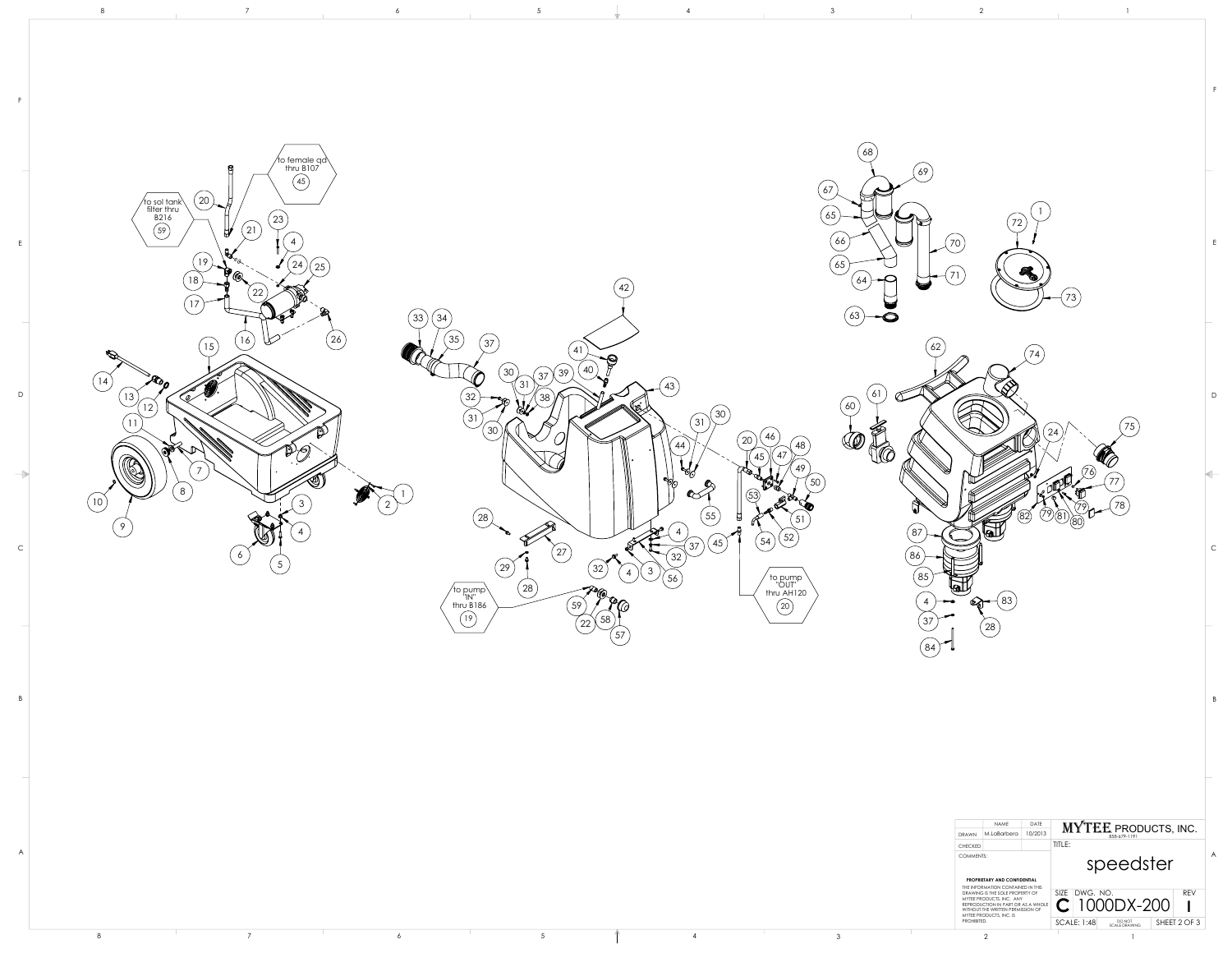to female qd thru B107 (45)

to sol tank filter thru B216 (59)

to pump "IN" thru B186 (19)

to pump "OUT" thru AH120 (20)

| NAME | | DATE |
|---|---|---|
| DRAWN | M.LaBarbera | 10/2013 |
| CHECKED | | |

COMMENTS:

**PROPRIETARY AND CONFIDENTIAL**

THE INFORMATION CONTAINED IN THIS DRAWING IS THE SOLE PROPERTY OF MYTEE PRODUCTS, INC. ANY REPRODUCTION IN PART OR AS A WHOLE WITHOUT THE WRITTEN PERMISSION OF MYTEE PRODUCTS, INC. IS PROHIBITED.

**MYTEE PRODUCTS, INC.**
858-679-1191

TITLE: speedster

SIZE: C | DWG. NO.: 1000DX-200 | REV: I

SCALE: 1:48 | DO NOT SCALE DRAWING | SHEET 2 OF 3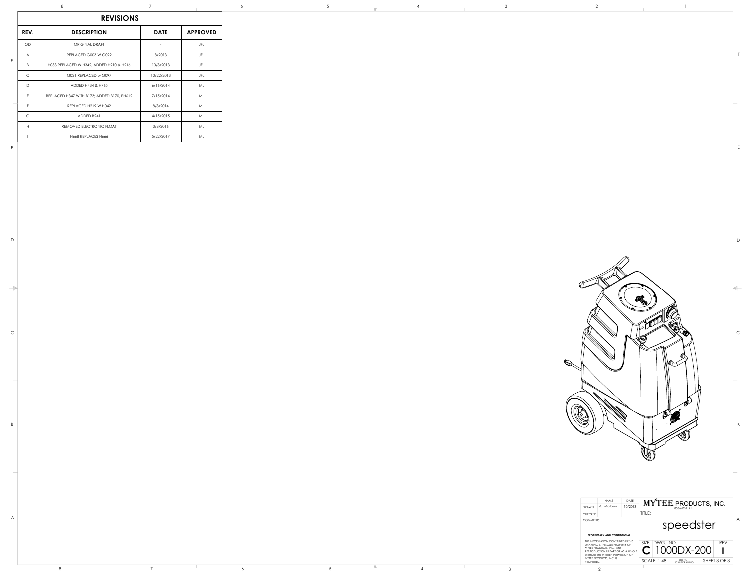## REVISIONS

| REV. | DESCRIPTION | DATE | APPROVED |
|---|---|---|---|
| OD | ORIGINAL DRAFT | - | JFL |
| A | REPLACED G003 W G022 | 8/2013 | JFL |
| B | H033 REPLACED W H342, ADDED H210 & H216 | 10/8/2013 | JFL |
| C | G021 REPLACED w G097 | 10/22/2013 | JFL |
| D | ADDED H434 & H765 | 6/16/2014 | ML |
| E | REPLACED H347 WITH B173; ADDED B170, PH612 | 7/15/2014 | ML |
| F | REPLACED H219 W H042 | 8/8/2014 | ML |
| G | ADDED B241 | 4/15/2015 | ML |
| H | REMOVED ELECTRONIC FLOAT | 3/8/2016 | ML |
| I | H668 REPLACES H666 | 5/22/2017 | ML |

| | NAME | DATE |
|---|---|---|
| DRAWN | M. LaBarbera | 10/2013 |
| CHECKED | | |

COMMENTS:

**PROPRIETARY AND CONFIDENTIAL**

THE INFORMATION CONTAINED IN THIS DRAWING IS THE SOLE PROPERTY OF MYTEE PRODUCTS, INC. ANY REPRODUCTION IN PART OR AS A WHOLE WITHOUT THE WRITTEN PERMISSION OF MYTEE PRODUCTS, INC. IS PROHIBITED.

**MYTEE PRODUCTS, INC.**
858-679-1191

TITLE: speedster

SIZE: C | DWG. NO.: 1000DX-200 | REV: I

SCALE: 1:48 | DO NOT SCALE DRAWING | SHEET 3 OF 3